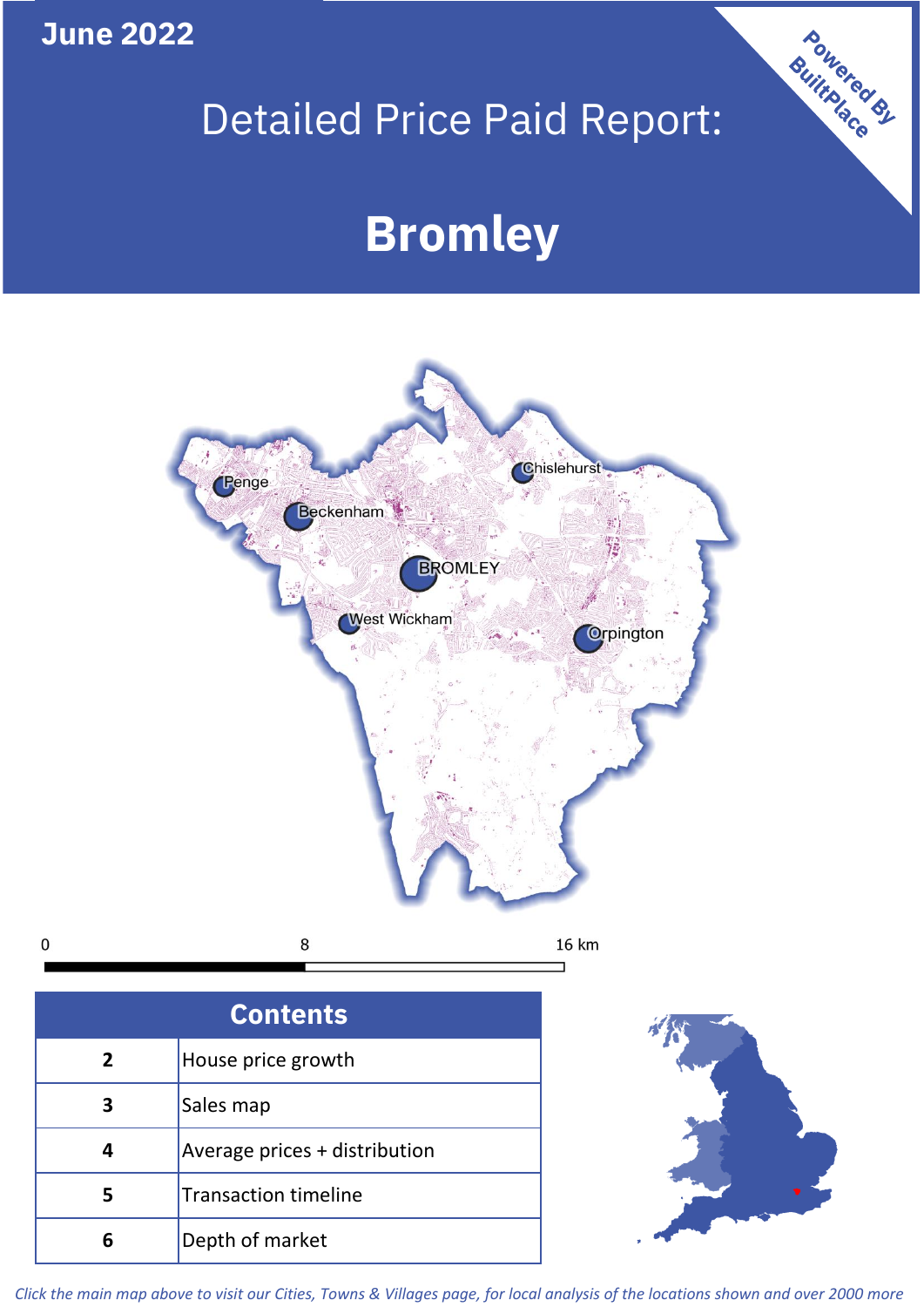**June 2022**

# Detailed Price Paid Report:

# Bromley

Powered By BuiltPlace

| Contents | |
|---|---|
| 2 | House price growth |
| 3 | Sales map |
| 4 | Average prices + distribution |
| 5 | Transaction timeline |
| 6 | Depth of market |

*Click the main map above to visit our Cities, Towns & Villages page, for local analysis of the locations shown and over 2000 more*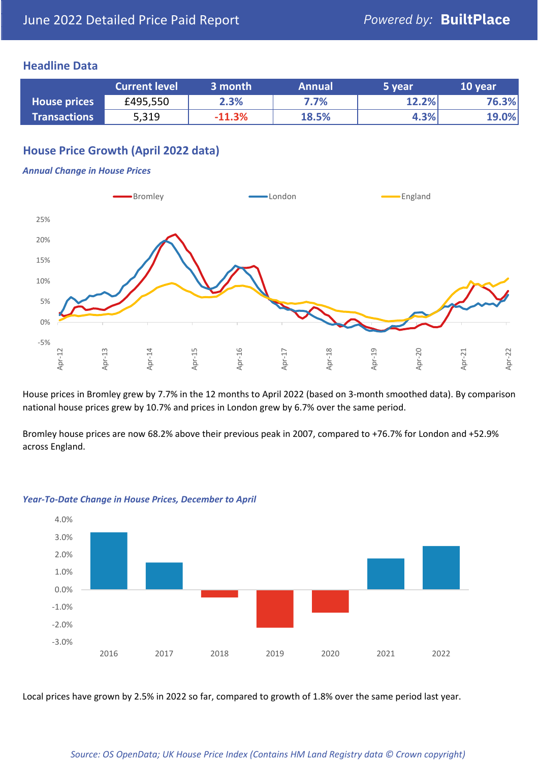## Headline Data

| | Current level | 3 month | Annual | 5 year | 10 year |
|---|---|---|---|---|---|
| **House prices** | £495,550 | 2.3% | 7.7% | 12.2% | 76.3% |
| **Transactions** | 5,319 | -11.3% | 18.5% | 4.3% | 19.0% |

## House Price Growth (April 2022 data)

### *Annual Change in House Prices*

House prices in Bromley grew by 7.7% in the 12 months to April 2022 (based on 3-month smoothed data). By comparison national house prices grew by 10.7% and prices in London grew by 6.7% over the same period.

Bromley house prices are now 68.2% above their previous peak in 2007, compared to +76.7% for London and +52.9% across England.

### *Year-To-Date Change in House Prices, December to April*

Local prices have grown by 2.5% in 2022 so far, compared to growth of 1.8% over the same period last year.

*Source: OS OpenData; UK House Price Index (Contains HM Land Registry data © Crown copyright)*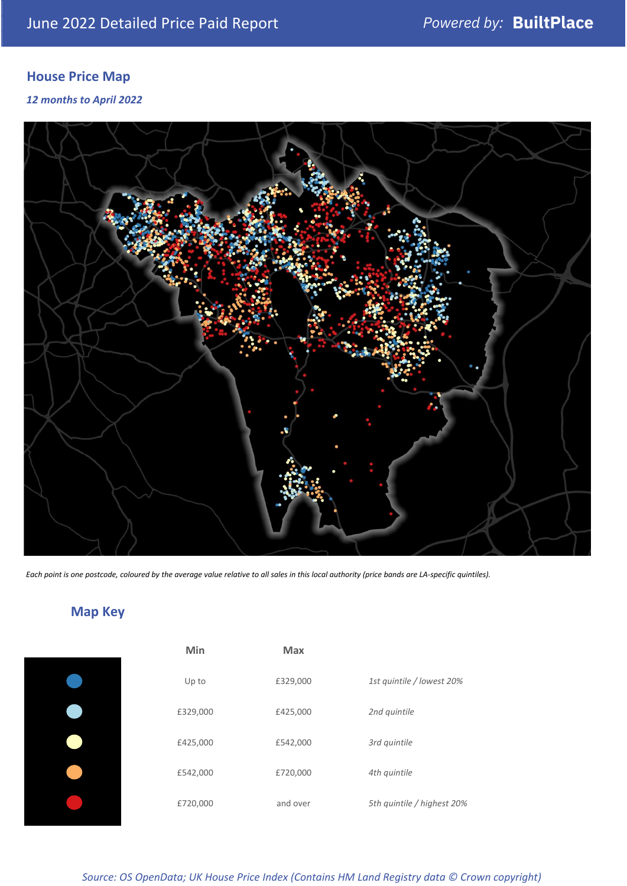## House Price Map

*12 months to April 2022*

*Each point is one postcode, coloured by the average value relative to all sales in this local authority (price bands are LA-specific quintiles).*

## Map Key

| Min | Max | |
|---|---|---|
| Up to | £329,000 | *1st quintile / lowest 20%* |
| £329,000 | £425,000 | *2nd quintile* |
| £425,000 | £542,000 | *3rd quintile* |
| £542,000 | £720,000 | *4th quintile* |
| £720,000 | and over | *5th quintile / highest 20%* |

*Source: OS OpenData; UK House Price Index (Contains HM Land Registry data © Crown copyright)*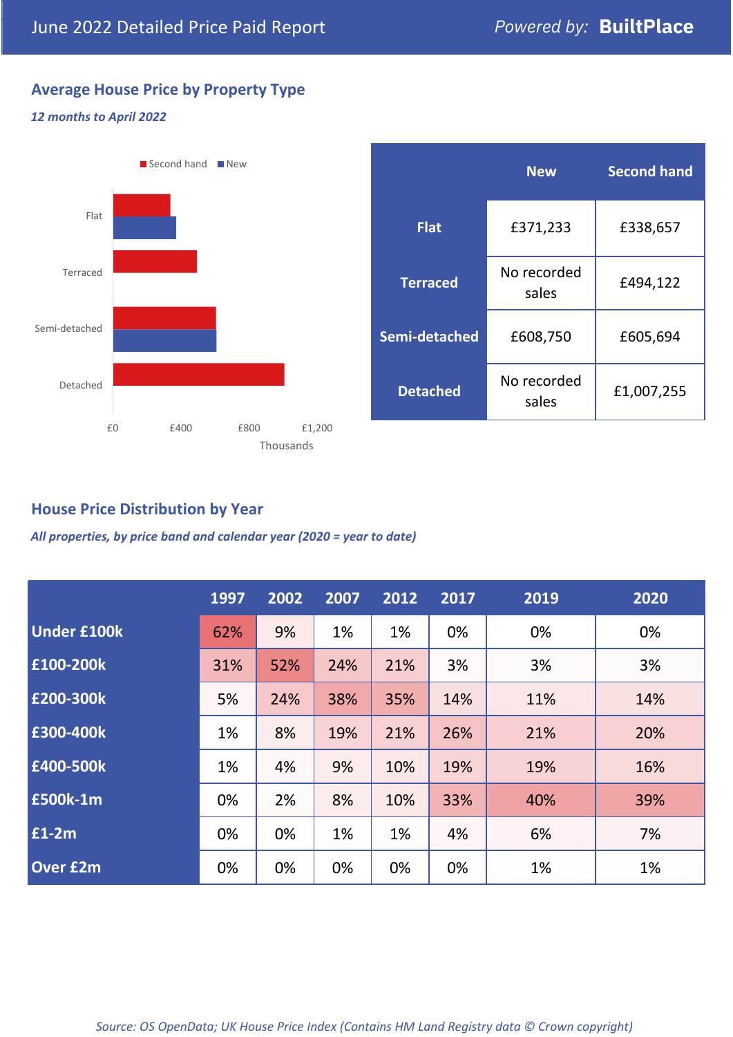# June 2022 Detailed Price Paid Report

Powered by: **BuiltPlace**

## Average House Price by Property Type

*12 months to April 2022*

|  | New | Second hand |
|---|---|---|
| **Flat** | £371,233 | £338,657 |
| **Terraced** | No recorded sales | £494,122 |
| **Semi-detached** | £608,750 | £605,694 |
| **Detached** | No recorded sales | £1,007,255 |

## House Price Distribution by Year

*All properties, by price band and calendar year (2020 = year to date)*

|  | 1997 | 2002 | 2007 | 2012 | 2017 | 2019 | 2020 |
|---|---|---|---|---|---|---|---|
| **Under £100k** | 62% | 9% | 1% | 1% | 0% | 0% | 0% |
| **£100-200k** | 31% | 52% | 24% | 21% | 3% | 3% | 3% |
| **£200-300k** | 5% | 24% | 38% | 35% | 14% | 11% | 14% |
| **£300-400k** | 1% | 8% | 19% | 21% | 26% | 21% | 20% |
| **£400-500k** | 1% | 4% | 9% | 10% | 19% | 19% | 16% |
| **£500k-1m** | 0% | 2% | 8% | 10% | 33% | 40% | 39% |
| **£1-2m** | 0% | 0% | 1% | 1% | 4% | 6% | 7% |
| **Over £2m** | 0% | 0% | 0% | 0% | 0% | 1% | 1% |

*Source: OS OpenData; UK House Price Index (Contains HM Land Registry data © Crown copyright)*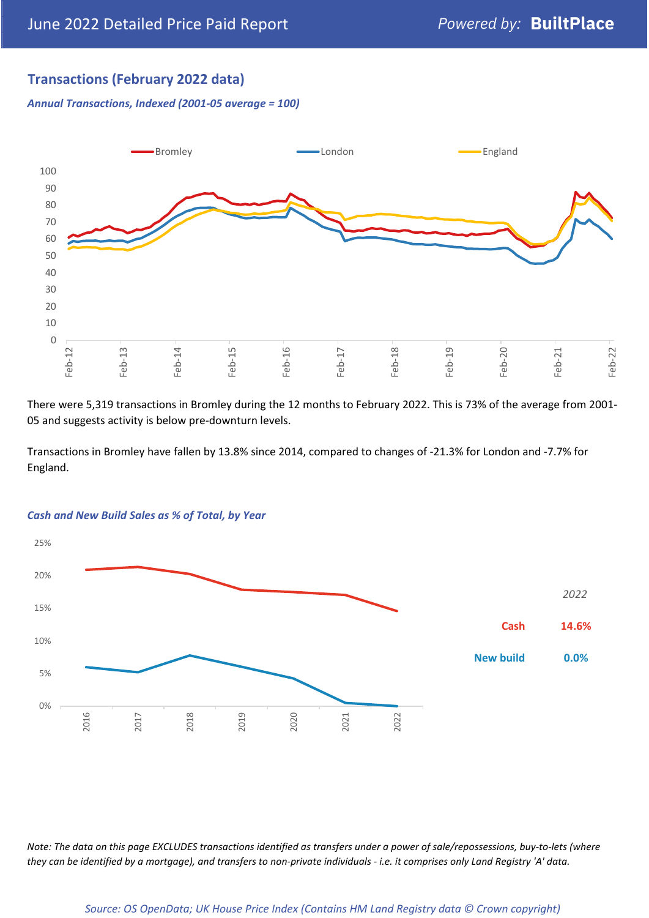## Transactions (February 2022 data)

*Annual Transactions, Indexed (2001-05 average = 100)*

There were 5,319 transactions in Bromley during the 12 months to February 2022. This is 73% of the average from 2001-05 and suggests activity is below pre-downturn levels.

Transactions in Bromley have fallen by 13.8% since 2014, compared to changes of -21.3% for London and -7.7% for England.

*Cash and New Build Sales as % of Total, by Year*

| | 2022 |
|---|---|
| Cash | 14.6% |
| New build | 0.0% |

*Note: The data on this page EXCLUDES transactions identified as transfers under a power of sale/repossessions, buy-to-lets (where they can be identified by a mortgage), and transfers to non-private individuals - i.e. it comprises only Land Registry 'A' data.*

*Source: OS OpenData; UK House Price Index (Contains HM Land Registry data © Crown copyright)*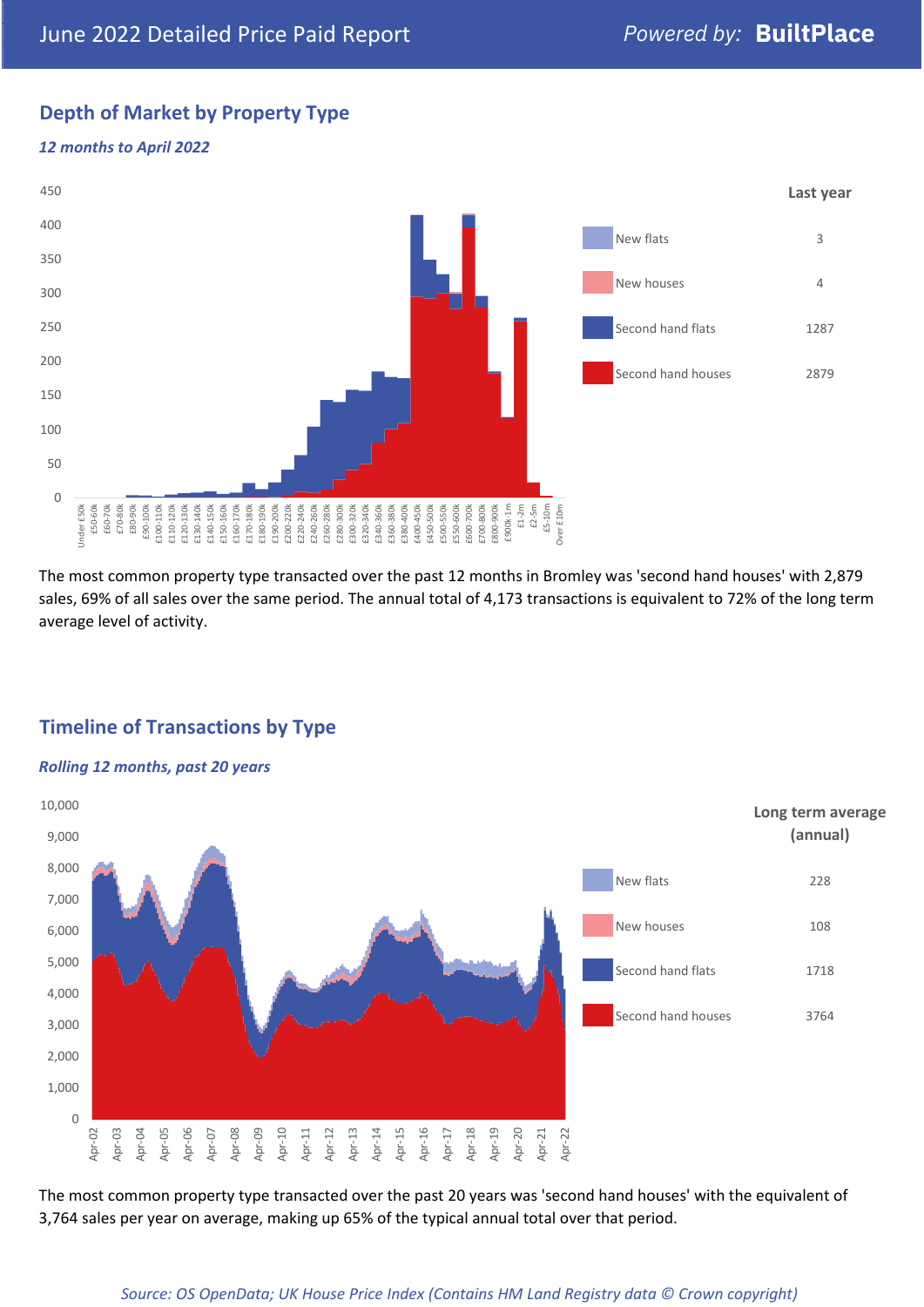# June 2022 Detailed Price Paid Report

Powered by: **BuiltPlace**

## Depth of Market by Property Type

*12 months to April 2022*

450
400
350
300
250
200
150
100
50
0

Under £50k, £50-60k, £60-70k, £70-80k, £80-90k, £90-100k, £100-110k, £110-120k, £120-130k, £130-140k, £140-150k, £150-160k, £160-170k, £170-180k, £180-190k, £190-200k, £200-220k, £220-240k, £240-260k, £260-280k, £280-300k, £300-320k, £320-340k, £340-360k, £360-380k, £380-400k, £400-450k, £450-500k, £500-550k, £550-600k, £600-700k, £700-800k, £800-900k, £900k-1m, £1-2m, £2-5m, £5-10m, Over £10m

Last year

New flats 3
New houses 4
Second hand flats 1287
Second hand houses 2879

The most common property type transacted over the past 12 months in Bromley was 'second hand houses' with 2,879 sales, 69% of all sales over the same period. The annual total of 4,173 transactions is equivalent to 72% of the long term average level of activity.

## Timeline of Transactions by Type

*Rolling 12 months, past 20 years*

10,000
9,000
8,000
7,000
6,000
5,000
4,000
3,000
2,000
1,000
0

Apr-02, Apr-03, Apr-04, Apr-05, Apr-06, Apr-07, Apr-08, Apr-09, Apr-10, Apr-11, Apr-12, Apr-13, Apr-14, Apr-15, Apr-16, Apr-17, Apr-18, Apr-19, Apr-20, Apr-21, Apr-22

Long term average (annual)

New flats 228
New houses 108
Second hand flats 1718
Second hand houses 3764

The most common property type transacted over the past 20 years was 'second hand houses' with the equivalent of 3,764 sales per year on average, making up 65% of the typical annual total over that period.

*Source: OS OpenData; UK House Price Index (Contains HM Land Registry data © Crown copyright)*